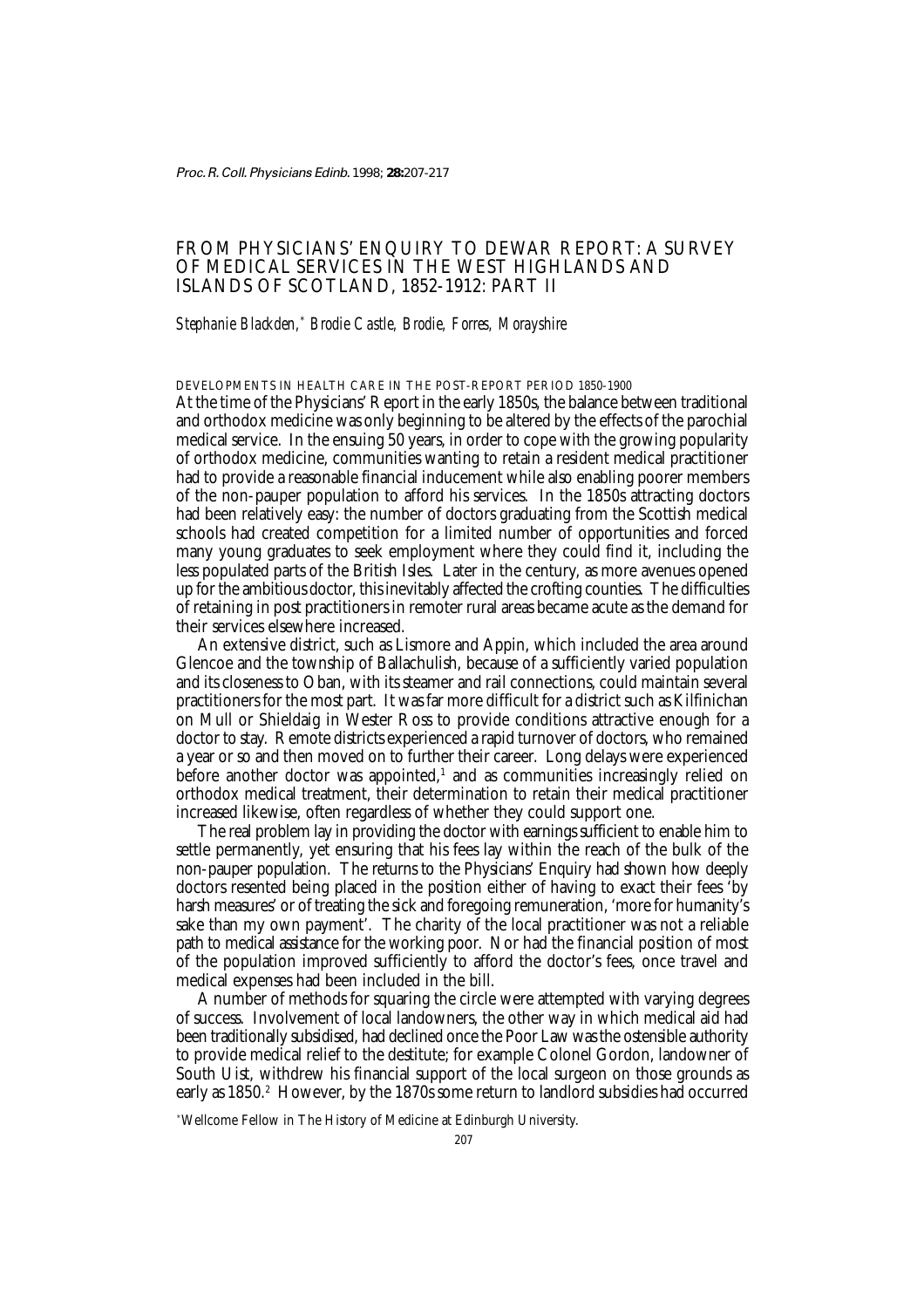# FROM PHYSICIANS' ENQUIRY TO DEWAR REPORT: A SURVEY OF MEDICAL SERVICES IN THE WEST HIGHLANDS AND ISLANDS OF SCOTLAND, 1852-1912: PART II

*Stephanie Blackden,[*] Brodie Castle, Brodie, Forres, Morayshire*

## DEVELOPMENTS IN HEALTH CARE IN THE POST-REPORT PERIOD 1850-1900

At the time of the Physicians' Report in the early 1850s, the balance between traditional and orthodox medicine was only beginning to be altered by the effects of the parochial medical service. In the ensuing 50 years, in order to cope with the growing popularity of orthodox medicine, communities wanting to retain a resident medical practitioner had to provide a reasonable financial inducement while also enabling poorer members of the non-pauper population to afford his services. In the 1850s attracting doctors had been relatively easy: the number of doctors graduating from the Scottish medical schools had created competition for a limited number of opportunities and forced many young graduates to seek employment where they could find it, including the less populated parts of the British Isles. Later in the century, as more avenues opened up for the ambitious doctor, this inevitably affected the crofting counties. The difficulties of retaining in post practitioners in remoter rural areas became acute as the demand for their services elsewhere increased.

An extensive district, such as Lismore and Appin, which included the area around Glencoe and the township of Ballachulish, because of a sufficiently varied population and its closeness to Oban, with its steamer and rail connections, could maintain several practitioners for the most part. It was far more difficult for a district such as Kilfinichan on Mull or Shieldaig in Wester Ross to provide conditions attractive enough for a doctor to stay. Remote districts experienced a rapid turnover of doctors, who remained a year or so and then moved on to further their career. Long delays were experienced before another doctor was appointed,[1] and as communities increasingly relied on orthodox medical treatment, their determination to retain their medical practitioner increased likewise, often regardless of whether they could support one.

The real problem lay in providing the doctor with earnings sufficient to enable him to settle permanently, yet ensuring that his fees lay within the reach of the bulk of the non-pauper population. The returns to the Physicians' Enquiry had shown how deeply doctors resented being placed in the position either of having to exact their fees 'by harsh measures' or of treating the sick and foregoing remuneration, 'more for humanity's sake than my own payment'. The charity of the local practitioner was not a reliable path to medical assistance for the working poor. Nor had the financial position of most of the population improved sufficiently to afford the doctor's fees, once travel and medical expenses had been included in the bill.

A number of methods for squaring the circle were attempted with varying degrees of success. Involvement of local landowners, the other way in which medical aid had been traditionally subsidised, had declined once the Poor Law was the ostensible authority to provide medical relief to the destitute; for example Colonel Gordon, landowner of South Uist, withdrew his financial support of the local surgeon on those grounds as early as 1850.[2] However, by the 1870s some return to landlord subsidies had occurred

[*] Wellcome Fellow in The History of Medicine at Edinburgh University.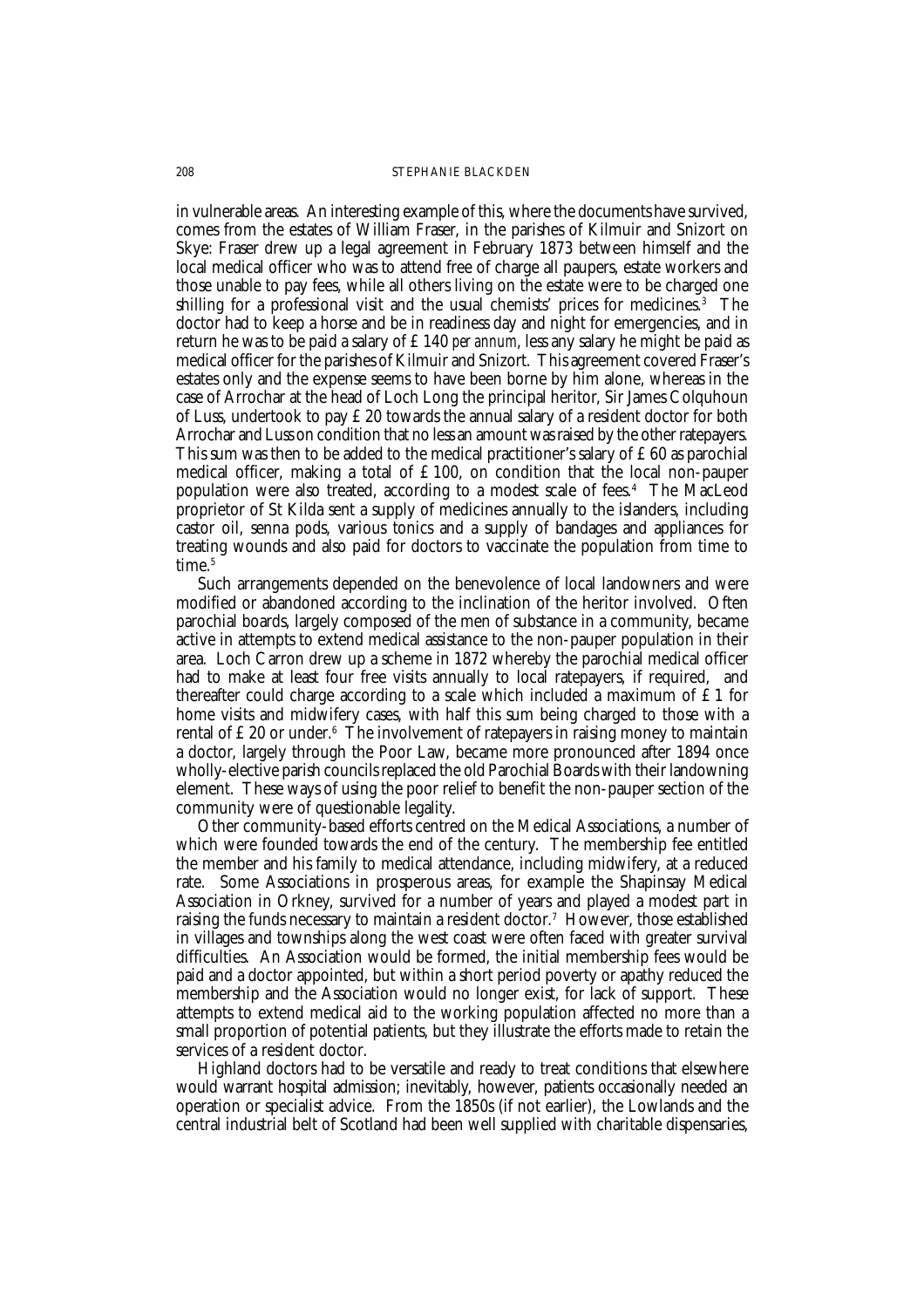in vulnerable areas. An interesting example of this, where the documents have survived, comes from the estates of William Fraser, in the parishes of Kilmuir and Snizort on Skye: Fraser drew up a legal agreement in February 1873 between himself and the local medical officer who was to attend free of charge all paupers, estate workers and those unable to pay fees, while all others living on the estate were to be charged one shilling for a professional visit and the usual chemists' prices for medicines.[3] The doctor had to keep a horse and be in readiness day and night for emergencies, and in return he was to be paid a salary of £ 140 *per annum*, less any salary he might be paid as medical officer for the parishes of Kilmuir and Snizort. This agreement covered Fraser's estates only and the expense seems to have been borne by him alone, whereas in the case of Arrochar at the head of Loch Long the principal heritor, Sir James Colquhoun of Luss, undertook to pay £ 20 towards the annual salary of a resident doctor for both Arrochar and Luss on condition that no less an amount was raised by the other ratepayers. This sum was then to be added to the medical practitioner's salary of £ 60 as parochial medical officer, making a total of £ 100, on condition that the local non-pauper population were also treated, according to a modest scale of fees.[4] The MacLeod proprietor of St Kilda sent a supply of medicines annually to the islanders, including castor oil, senna pods, various tonics and a supply of bandages and appliances for treating wounds and also paid for doctors to vaccinate the population from time to time.[5]

Such arrangements depended on the benevolence of local landowners and were modified or abandoned according to the inclination of the heritor involved. Often parochial boards, largely composed of the men of substance in a community, became active in attempts to extend medical assistance to the non-pauper population in their area. Loch Carron drew up a scheme in 1872 whereby the parochial medical officer had to make at least four free visits annually to local ratepayers, if required, and thereafter could charge according to a scale which included a maximum of £ 1 for home visits and midwifery cases, with half this sum being charged to those with a rental of £ 20 or under.[6] The involvement of ratepayers in raising money to maintain a doctor, largely through the Poor Law, became more pronounced after 1894 once wholly-elective parish councils replaced the old Parochial Boards with their landowning element. These ways of using the poor relief to benefit the non-pauper section of the community were of questionable legality.

Other community-based efforts centred on the Medical Associations, a number of which were founded towards the end of the century. The membership fee entitled the member and his family to medical attendance, including midwifery, at a reduced rate. Some Associations in prosperous areas, for example the Shapinsay Medical Association in Orkney, survived for a number of years and played a modest part in raising the funds necessary to maintain a resident doctor.[7] However, those established in villages and townships along the west coast were often faced with greater survival difficulties. An Association would be formed, the initial membership fees would be paid and a doctor appointed, but within a short period poverty or apathy reduced the membership and the Association would no longer exist, for lack of support. These attempts to extend medical aid to the working population affected no more than a small proportion of potential patients, but they illustrate the efforts made to retain the services of a resident doctor.

Highland doctors had to be versatile and ready to treat conditions that elsewhere would warrant hospital admission; inevitably, however, patients occasionally needed an operation or specialist advice. From the 1850s (if not earlier), the Lowlands and the central industrial belt of Scotland had been well supplied with charitable dispensaries,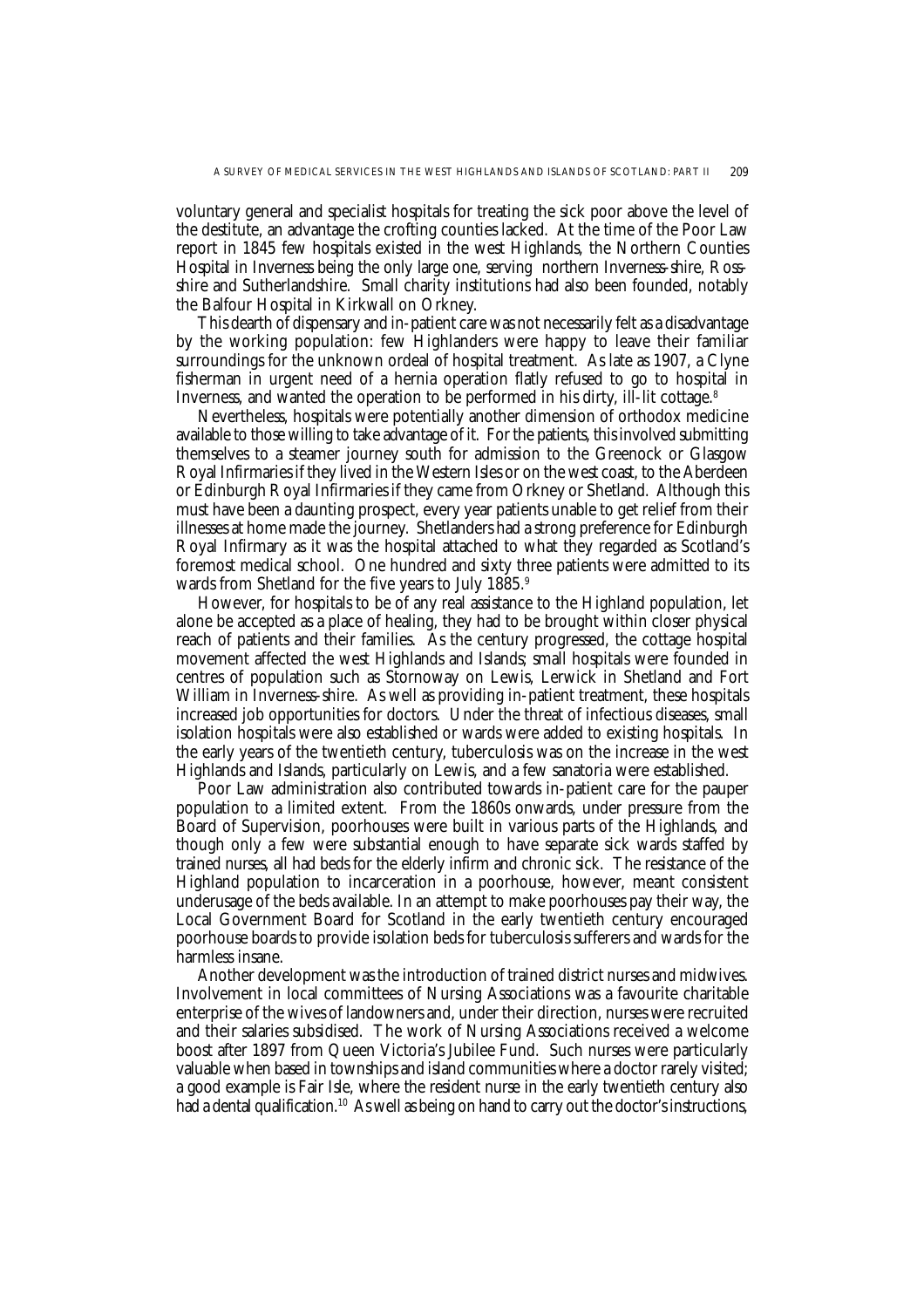voluntary general and specialist hospitals for treating the sick poor above the level of the destitute, an advantage the crofting counties lacked. At the time of the Poor Law report in 1845 few hospitals existed in the west Highlands, the Northern Counties Hospital in Inverness being the only large one, serving northern Inverness-shire, Ross-shire and Sutherlandshire. Small charity institutions had also been founded, notably the Balfour Hospital in Kirkwall on Orkney.

This dearth of dispensary and in-patient care was not necessarily felt as a disadvantage by the working population: few Highlanders were happy to leave their familiar surroundings for the unknown ordeal of hospital treatment. As late as 1907, a Clyne fisherman in urgent need of a hernia operation flatly refused to go to hospital in Inverness, and wanted the operation to be performed in his dirty, ill-lit cottage.[8]

Nevertheless, hospitals were potentially another dimension of orthodox medicine available to those willing to take advantage of it. For the patients, this involved submitting themselves to a steamer journey south for admission to the Greenock or Glasgow Royal Infirmaries if they lived in the Western Isles or on the west coast, to the Aberdeen or Edinburgh Royal Infirmaries if they came from Orkney or Shetland. Although this must have been a daunting prospect, every year patients unable to get relief from their illnesses at home made the journey. Shetlanders had a strong preference for Edinburgh Royal Infirmary as it was the hospital attached to what they regarded as Scotland's foremost medical school. One hundred and sixty three patients were admitted to its wards from Shetland for the five years to July 1885.[9]

However, for hospitals to be of any real assistance to the Highland population, let alone be accepted as a place of healing, they had to be brought within closer physical reach of patients and their families. As the century progressed, the cottage hospital movement affected the west Highlands and Islands; small hospitals were founded in centres of population such as Stornoway on Lewis, Lerwick in Shetland and Fort William in Inverness-shire. As well as providing in-patient treatment, these hospitals increased job opportunities for doctors. Under the threat of infectious diseases, small isolation hospitals were also established or wards were added to existing hospitals. In the early years of the twentieth century, tuberculosis was on the increase in the west Highlands and Islands, particularly on Lewis, and a few sanatoria were established.

Poor Law administration also contributed towards in-patient care for the pauper population to a limited extent. From the 1860s onwards, under pressure from the Board of Supervision, poorhouses were built in various parts of the Highlands, and though only a few were substantial enough to have separate sick wards staffed by trained nurses, all had beds for the elderly infirm and chronic sick. The resistance of the Highland population to incarceration in a poorhouse, however, meant consistent underusage of the beds available. In an attempt to make poorhouses pay their way, the Local Government Board for Scotland in the early twentieth century encouraged poorhouse boards to provide isolation beds for tuberculosis sufferers and wards for the harmless insane.

Another development was the introduction of trained district nurses and midwives. Involvement in local committees of Nursing Associations was a favourite charitable enterprise of the wives of landowners and, under their direction, nurses were recruited and their salaries subsidised. The work of Nursing Associations received a welcome boost after 1897 from Queen Victoria's Jubilee Fund. Such nurses were particularly valuable when based in townships and island communities where a doctor rarely visited; a good example is Fair Isle, where the resident nurse in the early twentieth century also had a dental qualification.[10] As well as being on hand to carry out the doctor's instructions,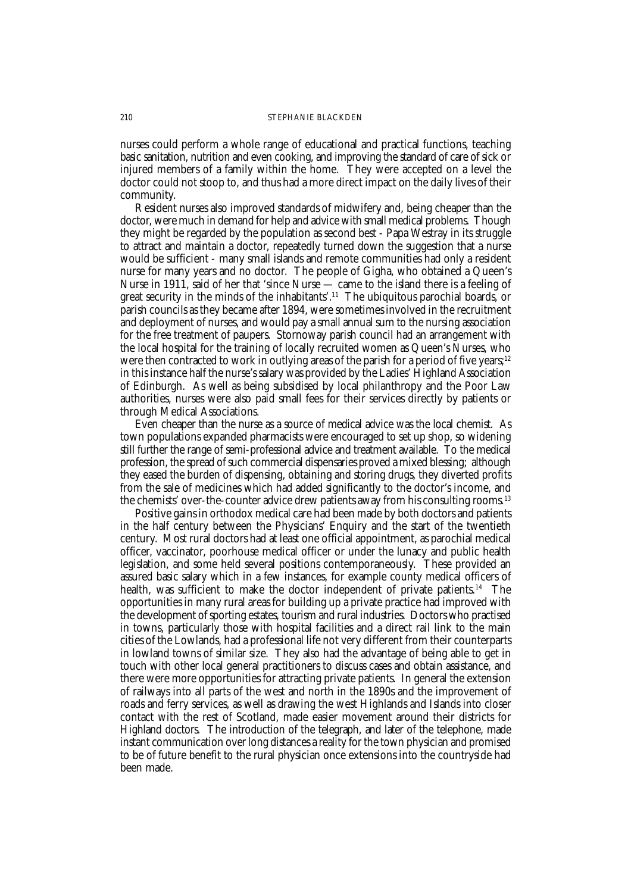nurses could perform a whole range of educational and practical functions, teaching basic sanitation, nutrition and even cooking, and improving the standard of care of sick or injured members of a family within the home. They were accepted on a level the doctor could not stoop to, and thus had a more direct impact on the daily lives of their community.

Resident nurses also improved standards of midwifery and, being cheaper than the doctor, were much in demand for help and advice with small medical problems. Though they might be regarded by the population as second best - Papa Westray in its struggle to attract and maintain a doctor, repeatedly turned down the suggestion that a nurse would be sufficient - many small islands and remote communities had only a resident nurse for many years and no doctor. The people of Gigha, who obtained a Queen's Nurse in 1911, said of her that 'since Nurse — came to the island there is a feeling of great security in the minds of the inhabitants'.[11] The ubiquitous parochial boards, or parish councils as they became after 1894, were sometimes involved in the recruitment and deployment of nurses, and would pay a small annual sum to the nursing association for the free treatment of paupers. Stornoway parish council had an arrangement with the local hospital for the training of locally recruited women as Queen's Nurses, who were then contracted to work in outlying areas of the parish for a period of five years;[12] in this instance half the nurse's salary was provided by the Ladies' Highland Association of Edinburgh. As well as being subsidised by local philanthropy and the Poor Law authorities, nurses were also paid small fees for their services directly by patients or through Medical Associations.

Even cheaper than the nurse as a source of medical advice was the local chemist. As town populations expanded pharmacists were encouraged to set up shop, so widening still further the range of semi-professional advice and treatment available. To the medical profession, the spread of such commercial dispensaries proved a mixed blessing; although they eased the burden of dispensing, obtaining and storing drugs, they diverted profits from the sale of medicines which had added significantly to the doctor's income, and the chemists' over-the-counter advice drew patients away from his consulting rooms.[13]

Positive gains in orthodox medical care had been made by both doctors and patients in the half century between the Physicians' Enquiry and the start of the twentieth century. Most rural doctors had at least one official appointment, as parochial medical officer, vaccinator, poorhouse medical officer or under the lunacy and public health legislation, and some held several positions contemporaneously. These provided an assured basic salary which in a few instances, for example county medical officers of health, was sufficient to make the doctor independent of private patients.[14] The opportunities in many rural areas for building up a private practice had improved with the development of sporting estates, tourism and rural industries. Doctors who practised in towns, particularly those with hospital facilities and a direct rail link to the main cities of the Lowlands, had a professional life not very different from their counterparts in lowland towns of similar size. They also had the advantage of being able to get in touch with other local general practitioners to discuss cases and obtain assistance, and there were more opportunities for attracting private patients. In general the extension of railways into all parts of the west and north in the 1890s and the improvement of roads and ferry services, as well as drawing the west Highlands and Islands into closer contact with the rest of Scotland, made easier movement around their districts for Highland doctors. The introduction of the telegraph, and later of the telephone, made instant communication over long distances a reality for the town physician and promised to be of future benefit to the rural physician once extensions into the countryside had been made.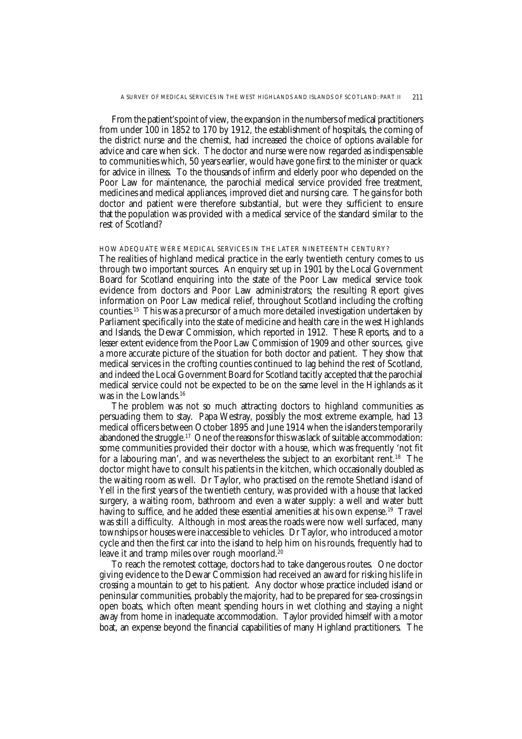From the patient's point of view, the expansion in the numbers of medical practitioners from under 100 in 1852 to 170 by 1912, the establishment of hospitals, the coming of the district nurse and the chemist, had increased the choice of options available for advice and care when sick. The doctor and nurse were now regarded as indispensable to communities which, 50 years earlier, would have gone first to the minister or quack for advice in illness. To the thousands of infirm and elderly poor who depended on the Poor Law for maintenance, the parochial medical service provided free treatment, medicines and medical appliances, improved diet and nursing care. The gains for both doctor and patient were therefore substantial, but were they sufficient to ensure that the population was provided with a medical service of the standard similar to the rest of Scotland?

## HOW ADEQUATE WERE MEDICAL SERVICES IN THE LATER NINETEENTH CENTURY?

The realities of highland medical practice in the early twentieth century comes to us through two important sources. An enquiry set up in 1901 by the Local Government Board for Scotland enquiring into the state of the Poor Law medical service took evidence from doctors and Poor Law administrators; the resulting Report gives information on Poor Law medical relief, throughout Scotland including the crofting counties.[15] This was a precursor of a much more detailed investigation undertaken by Parliament specifically into the state of medicine and health care in the west Highlands and Islands, the Dewar Commission, which reported in 1912. These Reports, and to a lesser extent evidence from the Poor Law Commission of 1909 and other sources, give a more accurate picture of the situation for both doctor and patient. They show that medical services in the crofting counties continued to lag behind the rest of Scotland, and indeed the Local Government Board for Scotland tacitly accepted that the parochial medical service could not be expected to be on the same level in the Highlands as it was in the Lowlands.[16]

The problem was not so much attracting doctors to highland communities as persuading them to stay. Papa Westray, possibly the most extreme example, had 13 medical officers between October 1895 and June 1914 when the islanders temporarily abandoned the struggle.[17] One of the reasons for this was lack of suitable accommodation: some communities provided their doctor with a house, which was frequently 'not fit for a labouring man', and was nevertheless the subject to an exorbitant rent.[18] The doctor might have to consult his patients in the kitchen, which occasionally doubled as the waiting room as well. Dr Taylor, who practised on the remote Shetland island of Yell in the first years of the twentieth century, was provided with a house that lacked surgery, a waiting room, bathroom and even a water supply: a well and water butt having to suffice, and he added these essential amenities at his own expense.[19] Travel was still a difficulty. Although in most areas the roads were now well surfaced, many townships or houses were inaccessible to vehicles. Dr Taylor, who introduced a motor cycle and then the first car into the island to help him on his rounds, frequently had to leave it and tramp miles over rough moorland.[20]

To reach the remotest cottage, doctors had to take dangerous routes. One doctor giving evidence to the Dewar Commission had received an award for risking his life in crossing a mountain to get to his patient. Any doctor whose practice included island or peninsular communities, probably the majority, had to be prepared for sea-crossings in open boats, which often meant spending hours in wet clothing and staying a night away from home in inadequate accommodation. Taylor provided himself with a motor boat, an expense beyond the financial capabilities of many Highland practitioners. The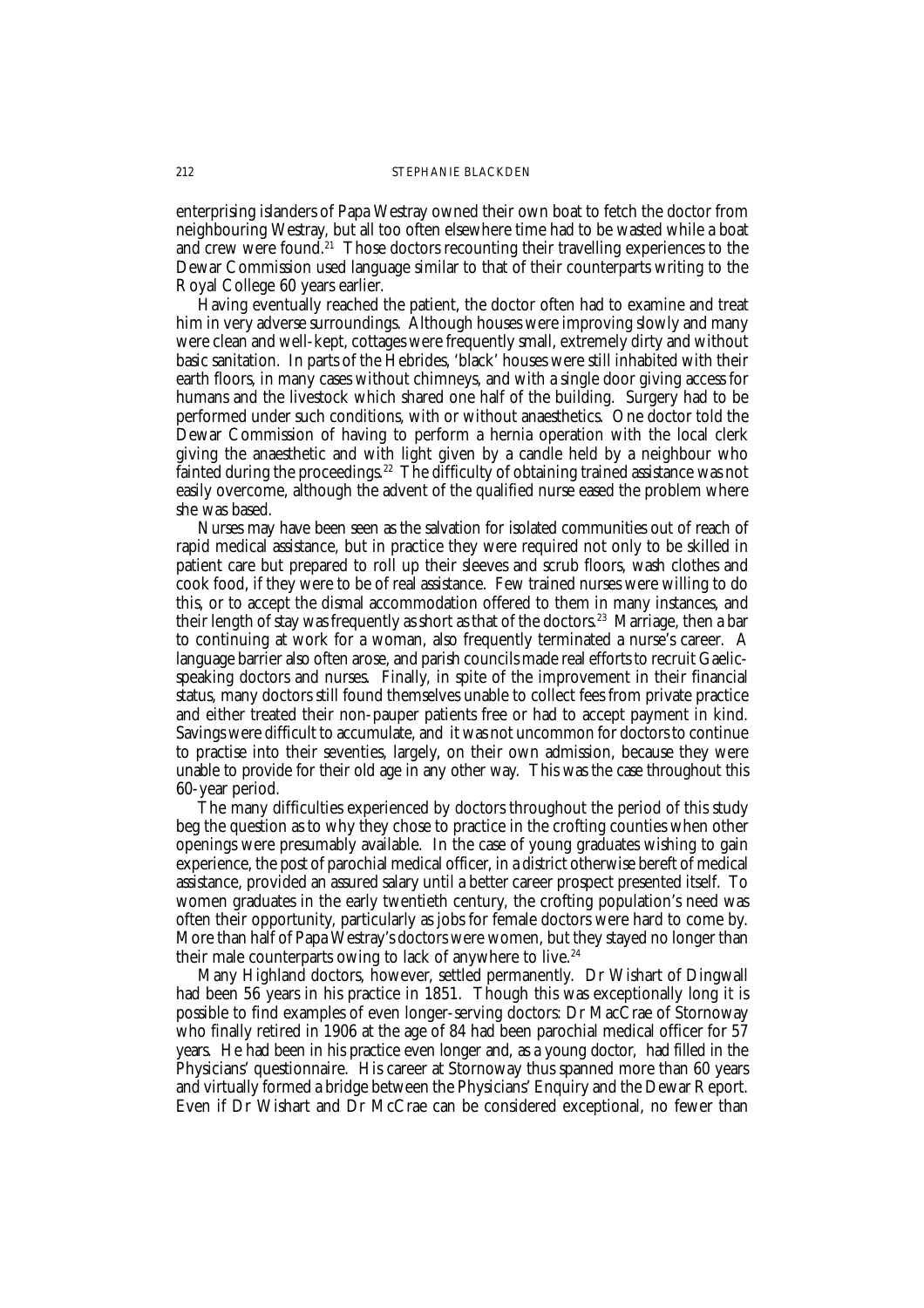enterprising islanders of Papa Westray owned their own boat to fetch the doctor from neighbouring Westray, but all too often elsewhere time had to be wasted while a boat and crew were found.[21] Those doctors recounting their travelling experiences to the Dewar Commission used language similar to that of their counterparts writing to the Royal College 60 years earlier.

Having eventually reached the patient, the doctor often had to examine and treat him in very adverse surroundings. Although houses were improving slowly and many were clean and well-kept, cottages were frequently small, extremely dirty and without basic sanitation. In parts of the Hebrides, 'black' houses were still inhabited with their earth floors, in many cases without chimneys, and with a single door giving access for humans and the livestock which shared one half of the building. Surgery had to be performed under such conditions, with or without anaesthetics. One doctor told the Dewar Commission of having to perform a hernia operation with the local clerk giving the anaesthetic and with light given by a candle held by a neighbour who fainted during the proceedings.[22] The difficulty of obtaining trained assistance was not easily overcome, although the advent of the qualified nurse eased the problem where she was based.

Nurses may have been seen as the salvation for isolated communities out of reach of rapid medical assistance, but in practice they were required not only to be skilled in patient care but prepared to roll up their sleeves and scrub floors, wash clothes and cook food, if they were to be of real assistance. Few trained nurses were willing to do this, or to accept the dismal accommodation offered to them in many instances, and their length of stay was frequently as short as that of the doctors.[23] Marriage, then a bar to continuing at work for a woman, also frequently terminated a nurse's career. A language barrier also often arose, and parish councils made real efforts to recruit Gaelic-speaking doctors and nurses. Finally, in spite of the improvement in their financial status, many doctors still found themselves unable to collect fees from private practice and either treated their non-pauper patients free or had to accept payment in kind. Savings were difficult to accumulate, and it was not uncommon for doctors to continue to practise into their seventies, largely, on their own admission, because they were unable to provide for their old age in any other way. This was the case throughout this 60-year period.

The many difficulties experienced by doctors throughout the period of this study beg the question as to why they chose to practice in the crofting counties when other openings were presumably available. In the case of young graduates wishing to gain experience, the post of parochial medical officer, in a district otherwise bereft of medical assistance, provided an assured salary until a better career prospect presented itself. To women graduates in the early twentieth century, the crofting population's need was often their opportunity, particularly as jobs for female doctors were hard to come by. More than half of Papa Westray's doctors were women, but they stayed no longer than their male counterparts owing to lack of anywhere to live.[24]

Many Highland doctors, however, settled permanently. Dr Wishart of Dingwall had been 56 years in his practice in 1851. Though this was exceptionally long it is possible to find examples of even longer-serving doctors: Dr MacCrae of Stornoway who finally retired in 1906 at the age of 84 had been parochial medical officer for 57 years. He had been in his practice even longer and, as a young doctor, had filled in the Physicians' questionnaire. His career at Stornoway thus spanned more than 60 years and virtually formed a bridge between the Physicians' Enquiry and the Dewar Report. Even if Dr Wishart and Dr McCrae can be considered exceptional, no fewer than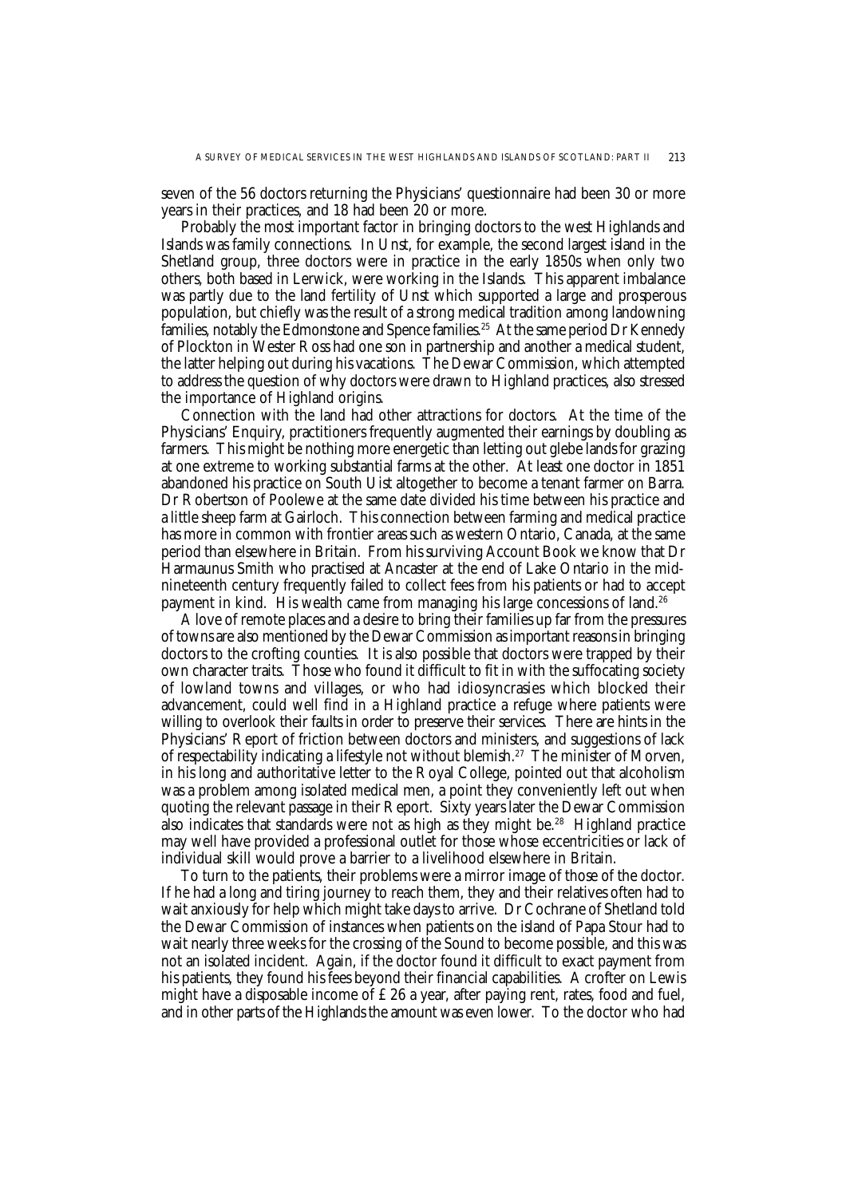seven of the 56 doctors returning the Physicians' questionnaire had been 30 or more years in their practices, and 18 had been 20 or more.

Probably the most important factor in bringing doctors to the west Highlands and Islands was family connections. In Unst, for example, the second largest island in the Shetland group, three doctors were in practice in the early 1850s when only two others, both based in Lerwick, were working in the Islands. This apparent imbalance was partly due to the land fertility of Unst which supported a large and prosperous population, but chiefly was the result of a strong medical tradition among landowning families, notably the Edmonstone and Spence families.[25] At the same period Dr Kennedy of Plockton in Wester Ross had one son in partnership and another a medical student, the latter helping out during his vacations. The Dewar Commission, which attempted to address the question of why doctors were drawn to Highland practices, also stressed the importance of Highland origins.

Connection with the land had other attractions for doctors. At the time of the Physicians' Enquiry, practitioners frequently augmented their earnings by doubling as farmers. This might be nothing more energetic than letting out glebe lands for grazing at one extreme to working substantial farms at the other. At least one doctor in 1851 abandoned his practice on South Uist altogether to become a tenant farmer on Barra. Dr Robertson of Poolewe at the same date divided his time between his practice and a little sheep farm at Gairloch. This connection between farming and medical practice has more in common with frontier areas such as western Ontario, Canada, at the same period than elsewhere in Britain. From his surviving Account Book we know that Dr Harmaunus Smith who practised at Ancaster at the end of Lake Ontario in the mid-nineteenth century frequently failed to collect fees from his patients or had to accept payment in kind. His wealth came from managing his large concessions of land.[26]

A love of remote places and a desire to bring their families up far from the pressures of towns are also mentioned by the Dewar Commission as important reasons in bringing doctors to the crofting counties. It is also possible that doctors were trapped by their own character traits. Those who found it difficult to fit in with the suffocating society of lowland towns and villages, or who had idiosyncrasies which blocked their advancement, could well find in a Highland practice a refuge where patients were willing to overlook their faults in order to preserve their services. There are hints in the Physicians' Report of friction between doctors and ministers, and suggestions of lack of respectability indicating a lifestyle not without blemish.[27] The minister of Morven, in his long and authoritative letter to the Royal College, pointed out that alcoholism was a problem among isolated medical men, a point they conveniently left out when quoting the relevant passage in their Report. Sixty years later the Dewar Commission also indicates that standards were not as high as they might be.[28] Highland practice may well have provided a professional outlet for those whose eccentricities or lack of individual skill would prove a barrier to a livelihood elsewhere in Britain.

To turn to the patients, their problems were a mirror image of those of the doctor. If he had a long and tiring journey to reach them, they and their relatives often had to wait anxiously for help which might take days to arrive. Dr Cochrane of Shetland told the Dewar Commission of instances when patients on the island of Papa Stour had to wait nearly three weeks for the crossing of the Sound to become possible, and this was not an isolated incident. Again, if the doctor found it difficult to exact payment from his patients, they found his fees beyond their financial capabilities. A crofter on Lewis might have a disposable income of £26 a year, after paying rent, rates, food and fuel, and in other parts of the Highlands the amount was even lower. To the doctor who had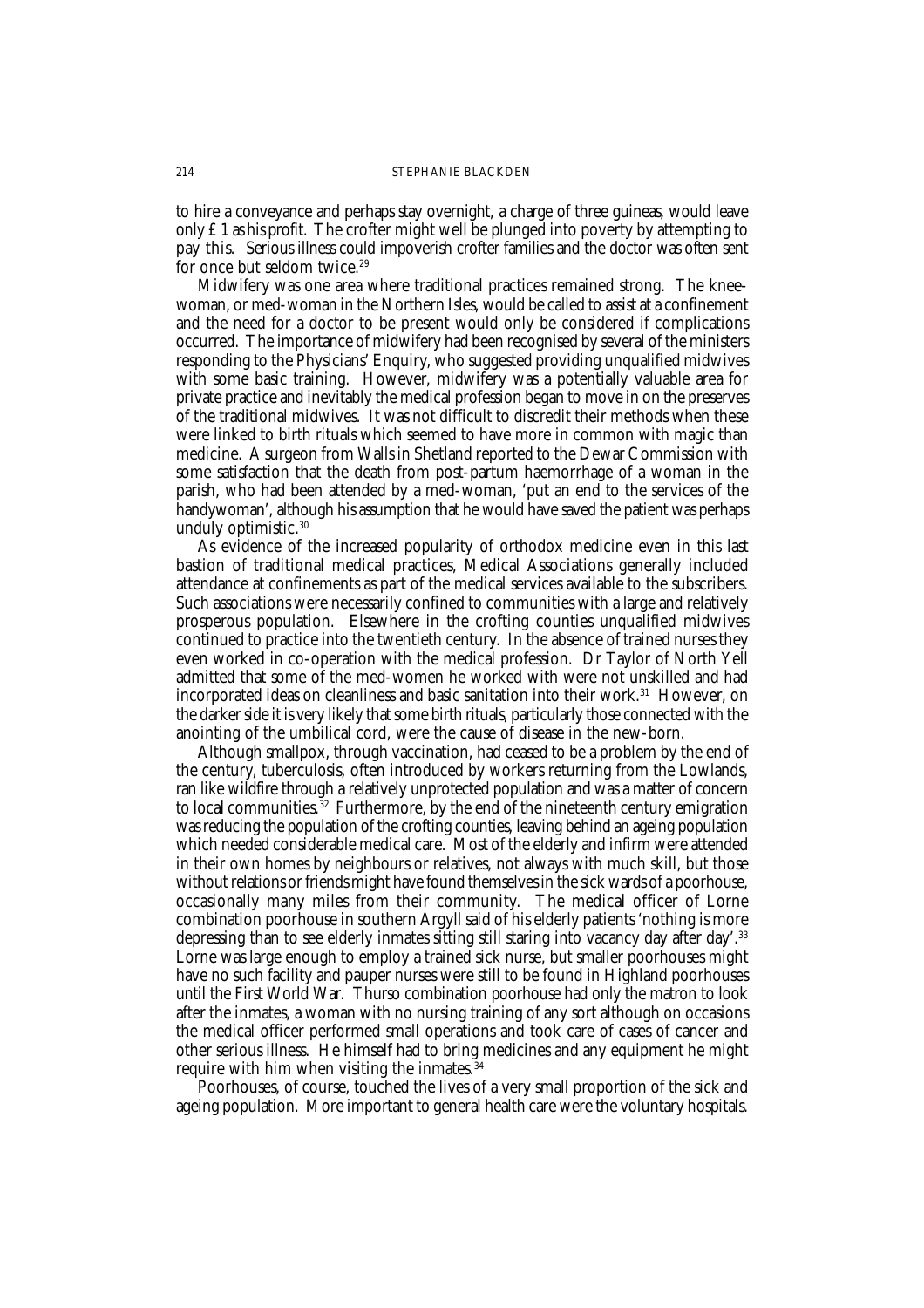to hire a conveyance and perhaps stay overnight, a charge of three guineas, would leave only £ 1 as his profit. The crofter might well be plunged into poverty by attempting to pay this. Serious illness could impoverish crofter families and the doctor was often sent for once but seldom twice.[29]

Midwifery was one area where traditional practices remained strong. The knee-woman, or med-woman in the Northern Isles, would be called to assist at a confinement and the need for a doctor to be present would only be considered if complications occurred. The importance of midwifery had been recognised by several of the ministers responding to the Physicians' Enquiry, who suggested providing unqualified midwives with some basic training. However, midwifery was a potentially valuable area for private practice and inevitably the medical profession began to move in on the preserves of the traditional midwives. It was not difficult to discredit their methods when these were linked to birth rituals which seemed to have more in common with magic than medicine. A surgeon from Walls in Shetland reported to the Dewar Commission with some satisfaction that the death from post-partum haemorrhage of a woman in the parish, who had been attended by a med-woman, 'put an end to the services of the handywoman', although his assumption that he would have saved the patient was perhaps unduly optimistic.[30]

As evidence of the increased popularity of orthodox medicine even in this last bastion of traditional medical practices, Medical Associations generally included attendance at confinements as part of the medical services available to the subscribers. Such associations were necessarily confined to communities with a large and relatively prosperous population. Elsewhere in the crofting counties unqualified midwives continued to practice into the twentieth century. In the absence of trained nurses they even worked in co-operation with the medical profession. Dr Taylor of North Yell admitted that some of the med-women he worked with were not unskilled and had incorporated ideas on cleanliness and basic sanitation into their work.[31] However, on the darker side it is very likely that some birth rituals, particularly those connected with the anointing of the umbilical cord, were the cause of disease in the new-born.

Although smallpox, through vaccination, had ceased to be a problem by the end of the century, tuberculosis, often introduced by workers returning from the Lowlands, ran like wildfire through a relatively unprotected population and was a matter of concern to local communities.[32] Furthermore, by the end of the nineteenth century emigration was reducing the population of the crofting counties, leaving behind an ageing population which needed considerable medical care. Most of the elderly and infirm were attended in their own homes by neighbours or relatives, not always with much skill, but those without relations or friends might have found themselves in the sick wards of a poorhouse, occasionally many miles from their community. The medical officer of Lorne combination poorhouse in southern Argyll said of his elderly patients 'nothing is more depressing than to see elderly inmates sitting still staring into vacancy day after day'.[33] Lorne was large enough to employ a trained sick nurse, but smaller poorhouses might have no such facility and pauper nurses were still to be found in Highland poorhouses until the First World War. Thurso combination poorhouse had only the matron to look after the inmates, a woman with no nursing training of any sort although on occasions the medical officer performed small operations and took care of cases of cancer and other serious illness. He himself had to bring medicines and any equipment he might require with him when visiting the inmates.[34]

Poorhouses, of course, touched the lives of a very small proportion of the sick and ageing population. More important to general health care were the voluntary hospitals.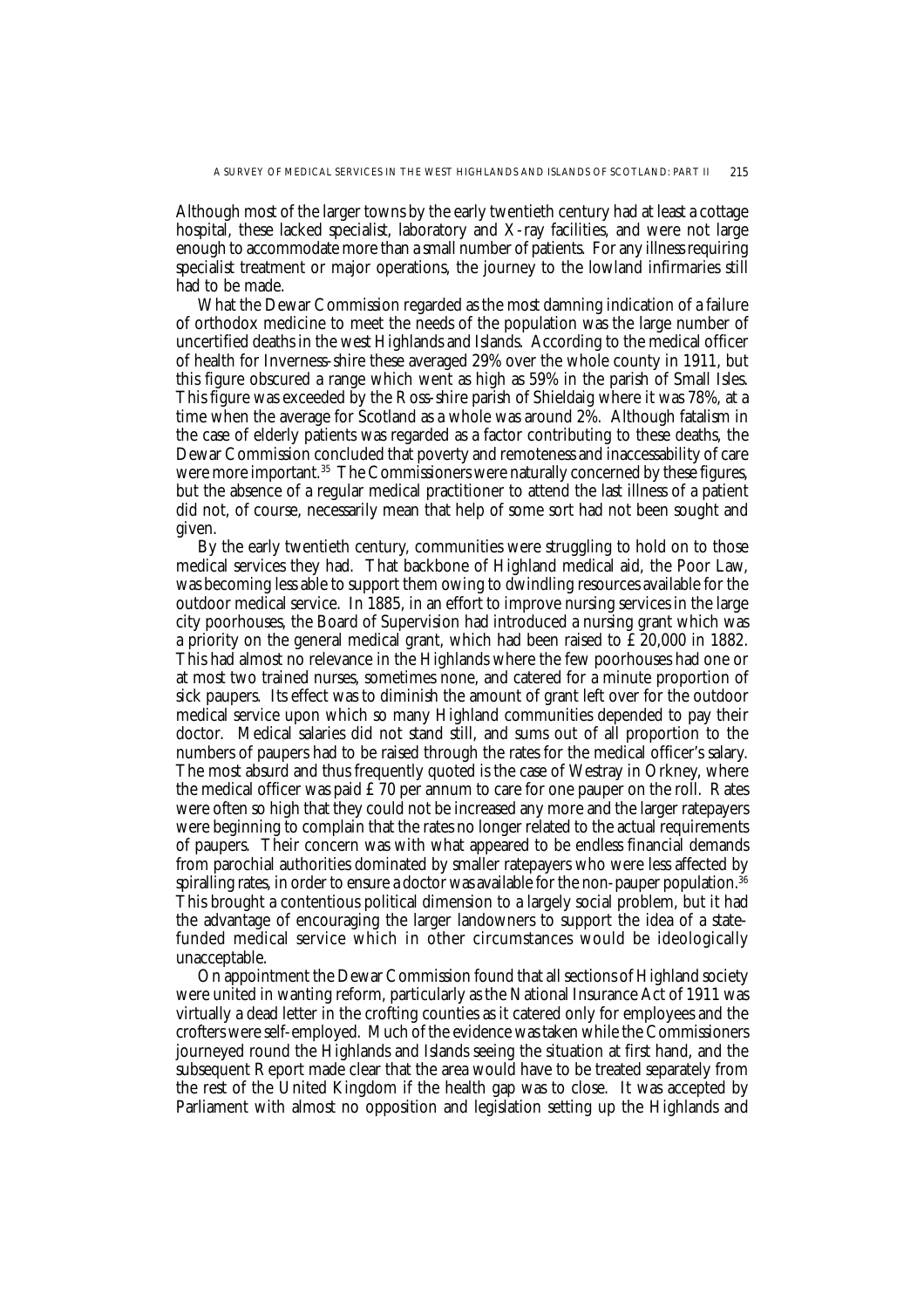Although most of the larger towns by the early twentieth century had at least a cottage hospital, these lacked specialist, laboratory and X-ray facilities, and were not large enough to accommodate more than a small number of patients. For any illness requiring specialist treatment or major operations, the journey to the lowland infirmaries still had to be made.

What the Dewar Commission regarded as the most damning indication of a failure of orthodox medicine to meet the needs of the population was the large number of uncertified deaths in the west Highlands and Islands. According to the medical officer of health for Inverness-shire these averaged 29% over the whole county in 1911, but this figure obscured a range which went as high as 59% in the parish of Small Isles. This figure was exceeded by the Ross-shire parish of Shieldaig where it was 78%, at a time when the average for Scotland as a whole was around 2%. Although fatalism in the case of elderly patients was regarded as a factor contributing to these deaths, the Dewar Commission concluded that poverty and remoteness and inaccessability of care were more important.[35] The Commissioners were naturally concerned by these figures, but the absence of a regular medical practitioner to attend the last illness of a patient did not, of course, necessarily mean that help of some sort had not been sought and given.

By the early twentieth century, communities were struggling to hold on to those medical services they had. That backbone of Highland medical aid, the Poor Law, was becoming less able to support them owing to dwindling resources available for the outdoor medical service. In 1885, in an effort to improve nursing services in the large city poorhouses, the Board of Supervision had introduced a nursing grant which was a priority on the general medical grant, which had been raised to £20,000 in 1882. This had almost no relevance in the Highlands where the few poorhouses had one or at most two trained nurses, sometimes none, and catered for a minute proportion of sick paupers. Its effect was to diminish the amount of grant left over for the outdoor medical service upon which so many Highland communities depended to pay their doctor. Medical salaries did not stand still, and sums out of all proportion to the numbers of paupers had to be raised through the rates for the medical officer's salary. The most absurd and thus frequently quoted is the case of Westray in Orkney, where the medical officer was paid £70 per annum to care for one pauper on the roll. Rates were often so high that they could not be increased any more and the larger ratepayers were beginning to complain that the rates no longer related to the actual requirements of paupers. Their concern was with what appeared to be endless financial demands from parochial authorities dominated by smaller ratepayers who were less affected by spiralling rates, in order to ensure a doctor was available for the non-pauper population.[36] This brought a contentious political dimension to a largely social problem, but it had the advantage of encouraging the larger landowners to support the idea of a state-funded medical service which in other circumstances would be ideologically unacceptable.

On appointment the Dewar Commission found that all sections of Highland society were united in wanting reform, particularly as the National Insurance Act of 1911 was virtually a dead letter in the crofting counties as it catered only for employees and the crofters were self-employed. Much of the evidence was taken while the Commissioners journeyed round the Highlands and Islands seeing the situation at first hand, and the subsequent Report made clear that the area would have to be treated separately from the rest of the United Kingdom if the health gap was to close. It was accepted by Parliament with almost no opposition and legislation setting up the Highlands and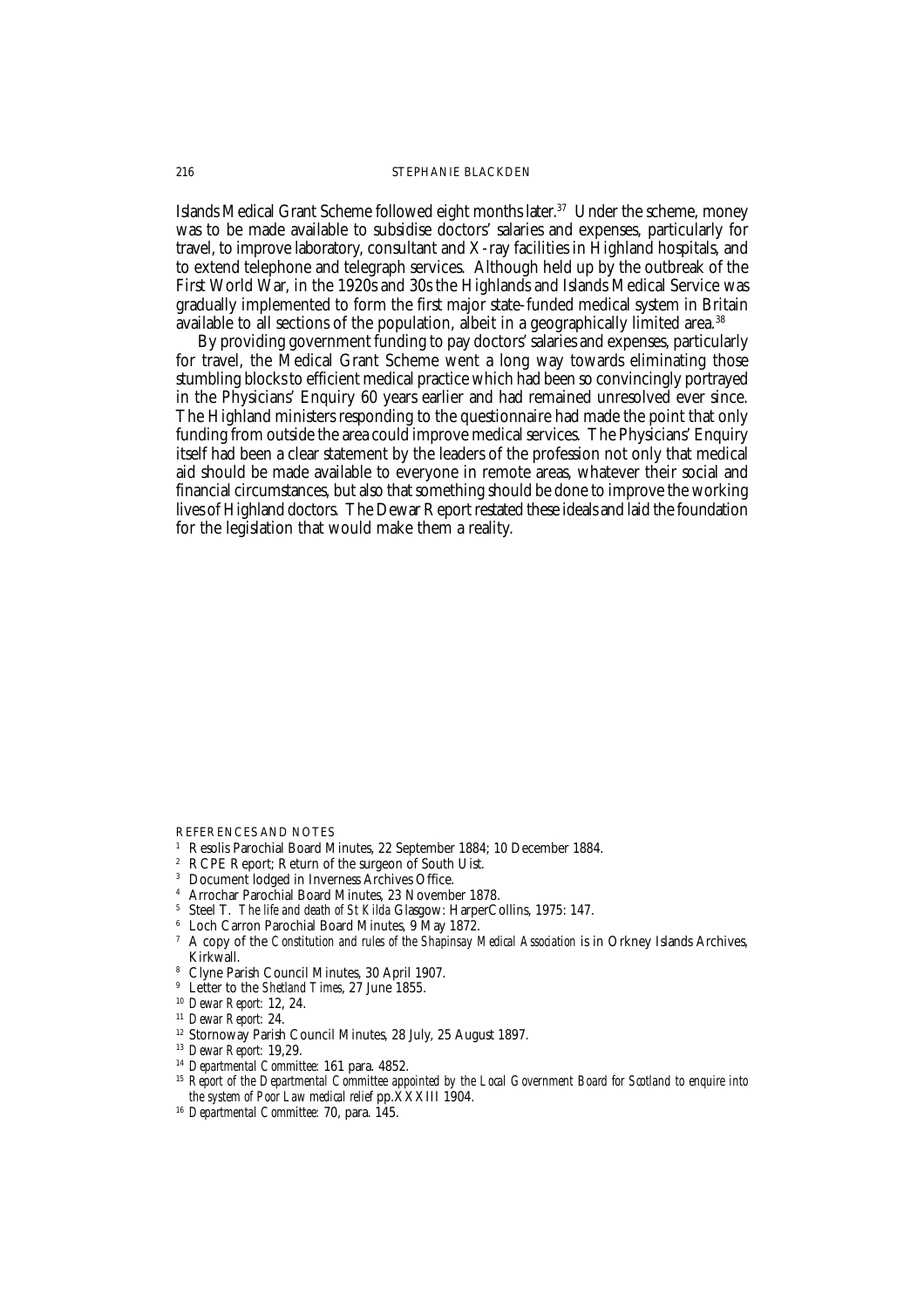Islands Medical Grant Scheme followed eight months later.[37] Under the scheme, money was to be made available to subsidise doctors' salaries and expenses, particularly for travel, to improve laboratory, consultant and X-ray facilities in Highland hospitals, and to extend telephone and telegraph services. Although held up by the outbreak of the First World War, in the 1920s and 30s the Highlands and Islands Medical Service was gradually implemented to form the first major state-funded medical system in Britain available to all sections of the population, albeit in a geographically limited area.[38]

By providing government funding to pay doctors' salaries and expenses, particularly for travel, the Medical Grant Scheme went a long way towards eliminating those stumbling blocks to efficient medical practice which had been so convincingly portrayed in the Physicians' Enquiry 60 years earlier and had remained unresolved ever since. The Highland ministers responding to the questionnaire had made the point that only funding from outside the area could improve medical services. The Physicians' Enquiry itself had been a clear statement by the leaders of the profession not only that medical aid should be made available to everyone in remote areas, whatever their social and financial circumstances, but also that something should be done to improve the working lives of Highland doctors. The Dewar Report restated these ideals and laid the foundation for the legislation that would make them a reality.

REFERENCES AND NOTES

1. Resolis Parochial Board Minutes, 22 September 1884; 10 December 1884.
2. RCPE Report; Return of the surgeon of South Uist.
3. Document lodged in Inverness Archives Office.
4. Arrochar Parochial Board Minutes, 23 November 1878.
5. Steel T. *The life and death of St Kilda* Glasgow: HarperCollins, 1975: 147.
6. Loch Carron Parochial Board Minutes, 9 May 1872.
7. A copy of the *Constitution and rules of the Shapinsay Medical Association* is in Orkney Islands Archives, Kirkwall.
8. Clyne Parish Council Minutes, 30 April 1907.
9. Letter to the *Shetland Times*, 27 June 1855.
10. *Dewar Report:* 12, 24.
11. *Dewar Report:* 24.
12. Stornoway Parish Council Minutes, 28 July, 25 August 1897.
13. *Dewar Report:* 19,29.
14. *Departmental Committee:* 161 para. 4852.
15. *Report of the Departmental Committee appointed by the Local Government Board for Scotland to enquire into the system of Poor Law medical relief* pp.XXXIII 1904.
16. *Departmental Committee:* 70, para. 145.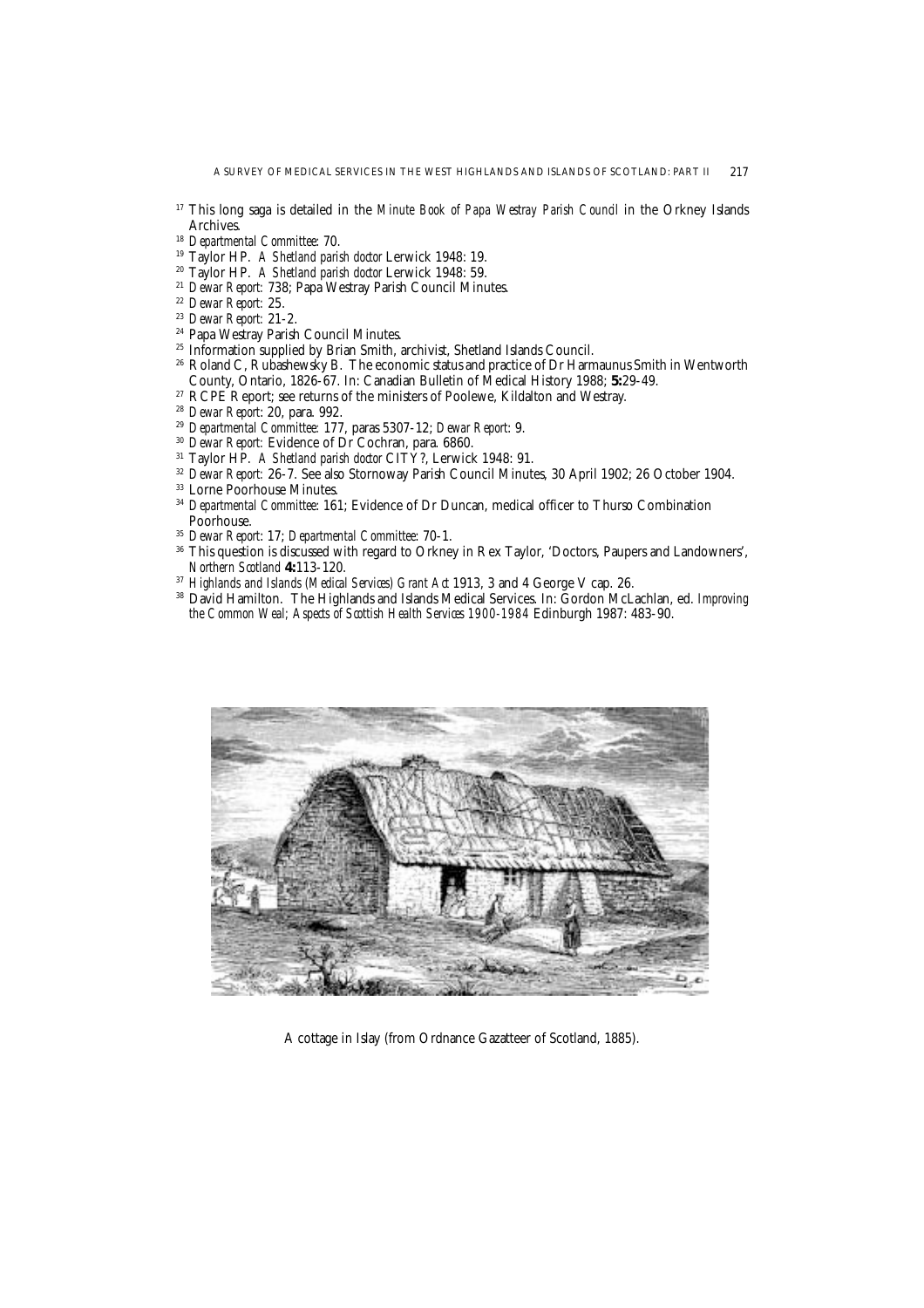[17] This long saga is detailed in the *Minute Book of Papa Westray Parish Council* in the Orkney Islands Archives.

[18] *Departmental Committee*: 70.

[19] Taylor HP. *A Shetland parish doctor* Lerwick 1948: 19.

[20] Taylor HP. *A Shetland parish doctor* Lerwick 1948: 59.

[21] *Dewar Report*: 738; Papa Westray Parish Council Minutes.

[22] *Dewar Report*: 25.

[23] *Dewar Report*: 21-2.

[24] Papa Westray Parish Council Minutes.

[25] Information supplied by Brian Smith, archivist, Shetland Islands Council.

[26] Roland C, Rubashewsky B. The economic status and practice of Dr Harmaunus Smith in Wentworth County, Ontario, 1826-67. In: Canadian Bulletin of Medical History 1988; **5:**29-49.

[27] RCPE Report; see returns of the ministers of Poolewe, Kildalton and Westray.

[28] *Dewar Report*: 20, para. 992.

[29] *Departmental Committee*: 177, paras 5307-12; *Dewar Report*: 9.

[30] *Dewar Report*: Evidence of Dr Cochran, para. 6860.

[31] Taylor HP. *A Shetland parish doctor* CITY?, Lerwick 1948: 91.

[32] *Dewar Report*: 26-7. See also Stornoway Parish Council Minutes, 30 April 1902; 26 October 1904.

[33] Lorne Poorhouse Minutes.

[34] *Departmental Committee*: 161; Evidence of Dr Duncan, medical officer to Thurso Combination Poorhouse.

[35] *Dewar Report*: 17; *Departmental Committee*: 70-1.

[36] This question is discussed with regard to Orkney in Rex Taylor, 'Doctors, Paupers and Landowners', *Northern Scotland* **4:**113-120.

[37] *Highlands and Islands (Medical Services) Grant Act* 1913, 3 and 4 George V cap. 26.

[38] David Hamilton. The Highlands and Islands Medical Services. In: Gordon McLachlan, ed. *Improving the Common Weal; Aspects of Scottish Health Services 1900-1984* Edinburgh 1987: 483-90.

A cottage in Islay (from Ordnance Gazatteer of Scotland, 1885).